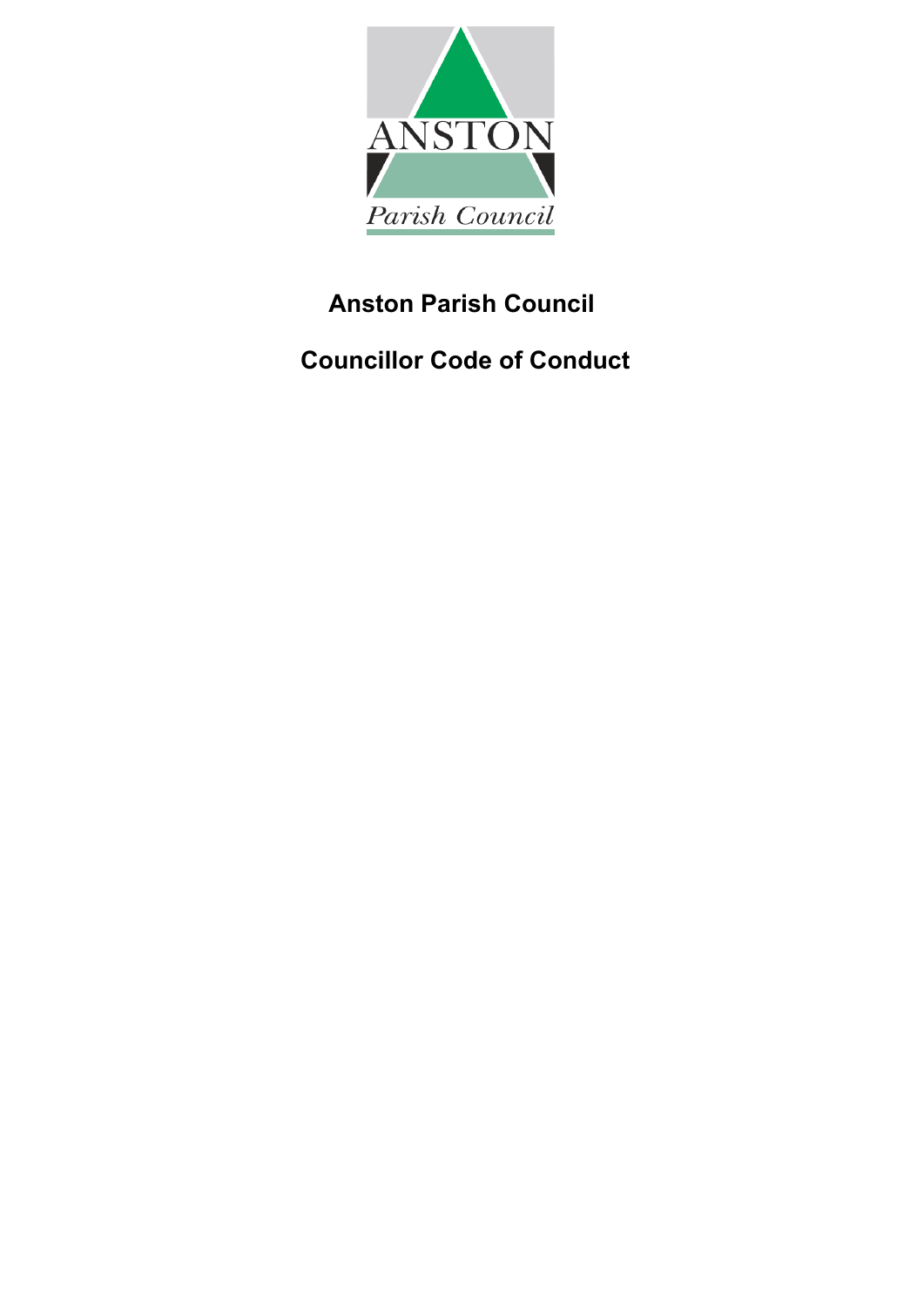# Anston Parish Council

## Councillor Code of Conduct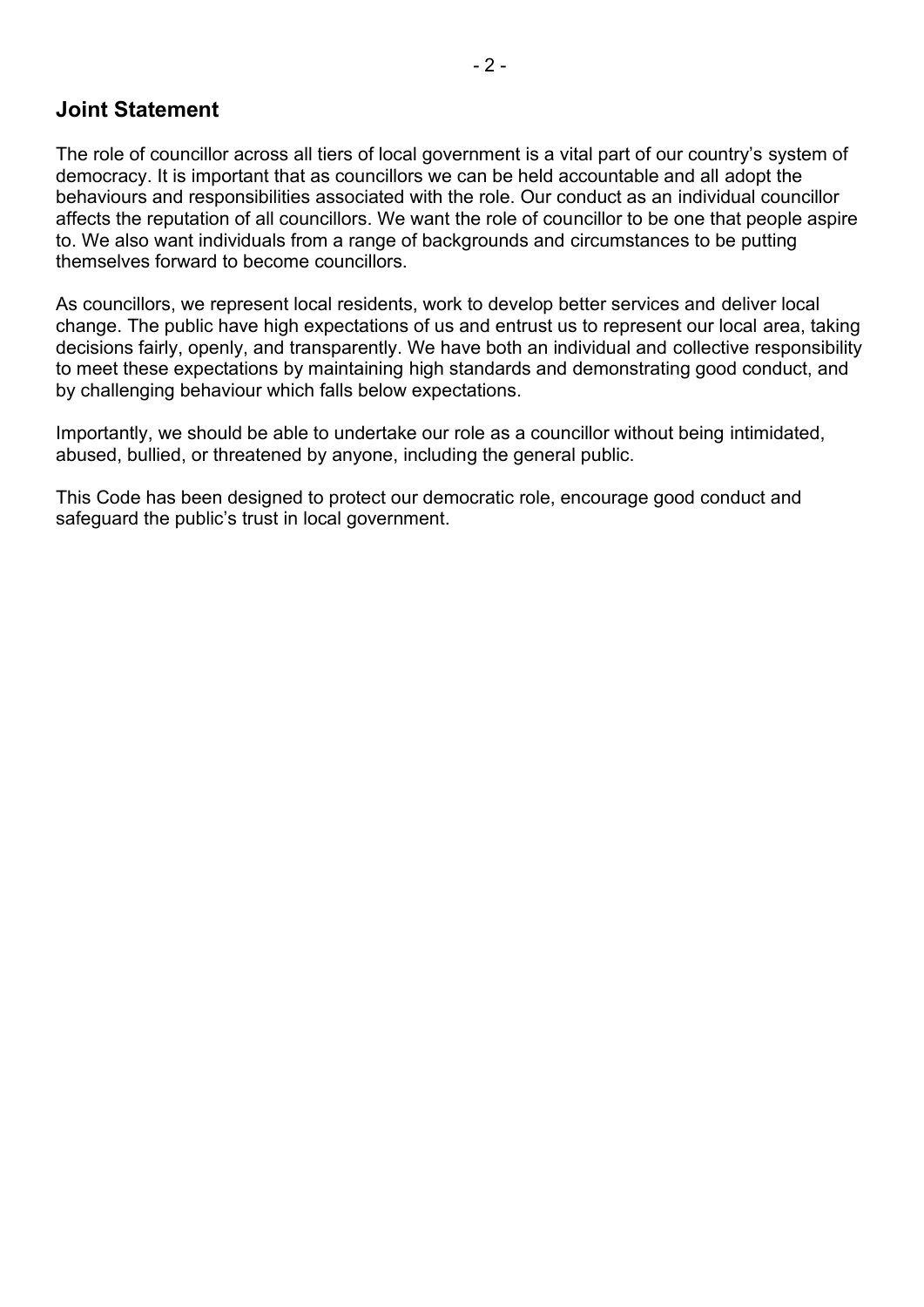## Joint Statement

The role of councillor across all tiers of local government is a vital part of our country's system of democracy. It is important that as councillors we can be held accountable and all adopt the behaviours and responsibilities associated with the role. Our conduct as an individual councillor affects the reputation of all councillors. We want the role of councillor to be one that people aspire to. We also want individuals from a range of backgrounds and circumstances to be putting themselves forward to become councillors.

As councillors, we represent local residents, work to develop better services and deliver local change. The public have high expectations of us and entrust us to represent our local area, taking decisions fairly, openly, and transparently. We have both an individual and collective responsibility to meet these expectations by maintaining high standards and demonstrating good conduct, and by challenging behaviour which falls below expectations.

Importantly, we should be able to undertake our role as a councillor without being intimidated, abused, bullied, or threatened by anyone, including the general public.

This Code has been designed to protect our democratic role, encourage good conduct and safeguard the public's trust in local government.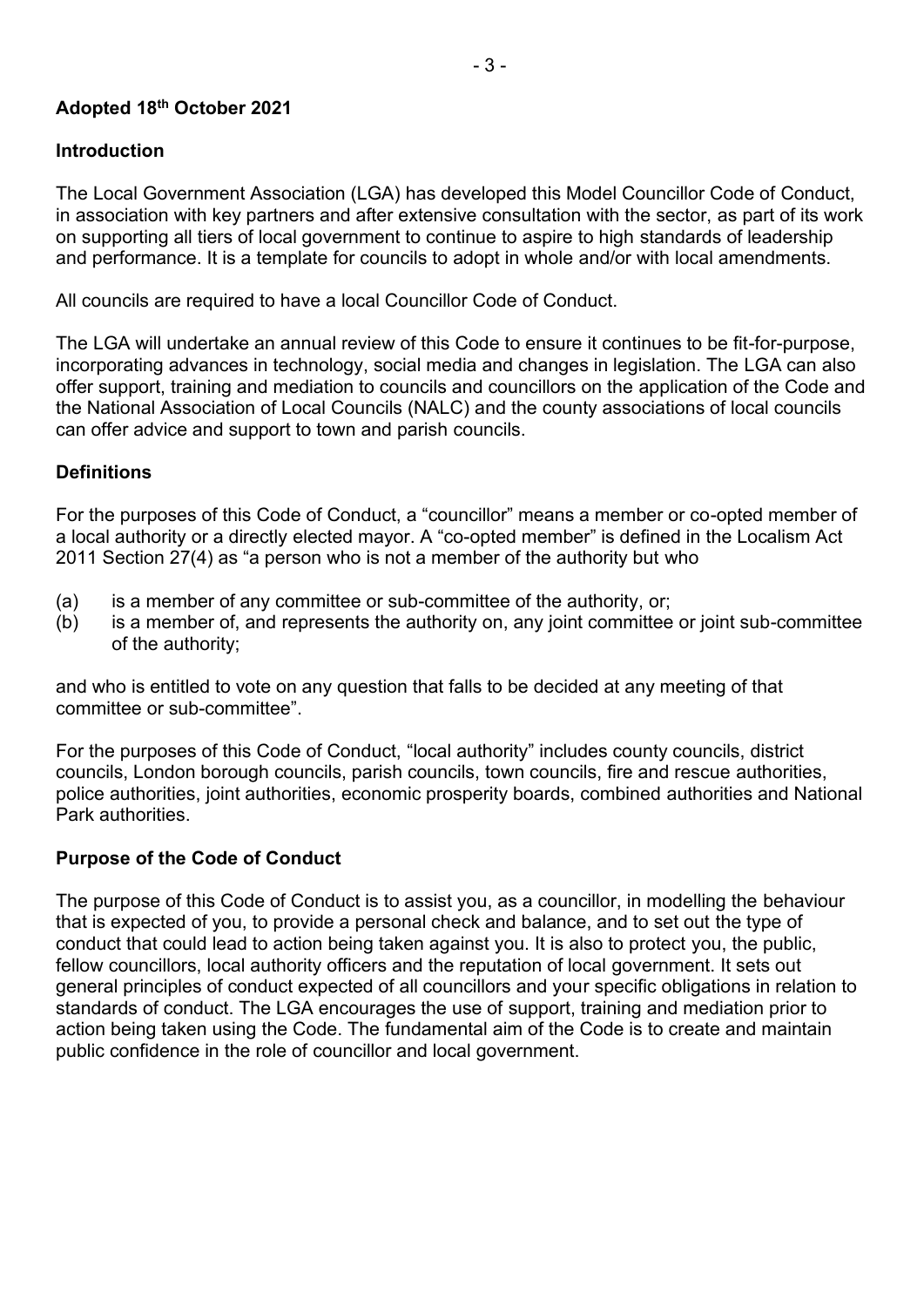**Adopted 18th October 2021**

## Introduction

The Local Government Association (LGA) has developed this Model Councillor Code of Conduct, in association with key partners and after extensive consultation with the sector, as part of its work on supporting all tiers of local government to continue to aspire to high standards of leadership and performance. It is a template for councils to adopt in whole and/or with local amendments.

All councils are required to have a local Councillor Code of Conduct.

The LGA will undertake an annual review of this Code to ensure it continues to be fit-for-purpose, incorporating advances in technology, social media and changes in legislation. The LGA can also offer support, training and mediation to councils and councillors on the application of the Code and the National Association of Local Councils (NALC) and the county associations of local councils can offer advice and support to town and parish councils.

## Definitions

For the purposes of this Code of Conduct, a "councillor" means a member or co-opted member of a local authority or a directly elected mayor. A "co-opted member" is defined in the Localism Act 2011 Section 27(4) as "a person who is not a member of the authority but who

(a) is a member of any committee or sub-committee of the authority, or;
(b) is a member of, and represents the authority on, any joint committee or joint sub-committee of the authority;

and who is entitled to vote on any question that falls to be decided at any meeting of that committee or sub-committee".

For the purposes of this Code of Conduct, "local authority" includes county councils, district councils, London borough councils, parish councils, town councils, fire and rescue authorities, police authorities, joint authorities, economic prosperity boards, combined authorities and National Park authorities.

## Purpose of the Code of Conduct

The purpose of this Code of Conduct is to assist you, as a councillor, in modelling the behaviour that is expected of you, to provide a personal check and balance, and to set out the type of conduct that could lead to action being taken against you. It is also to protect you, the public, fellow councillors, local authority officers and the reputation of local government. It sets out general principles of conduct expected of all councillors and your specific obligations in relation to standards of conduct. The LGA encourages the use of support, training and mediation prior to action being taken using the Code. The fundamental aim of the Code is to create and maintain public confidence in the role of councillor and local government.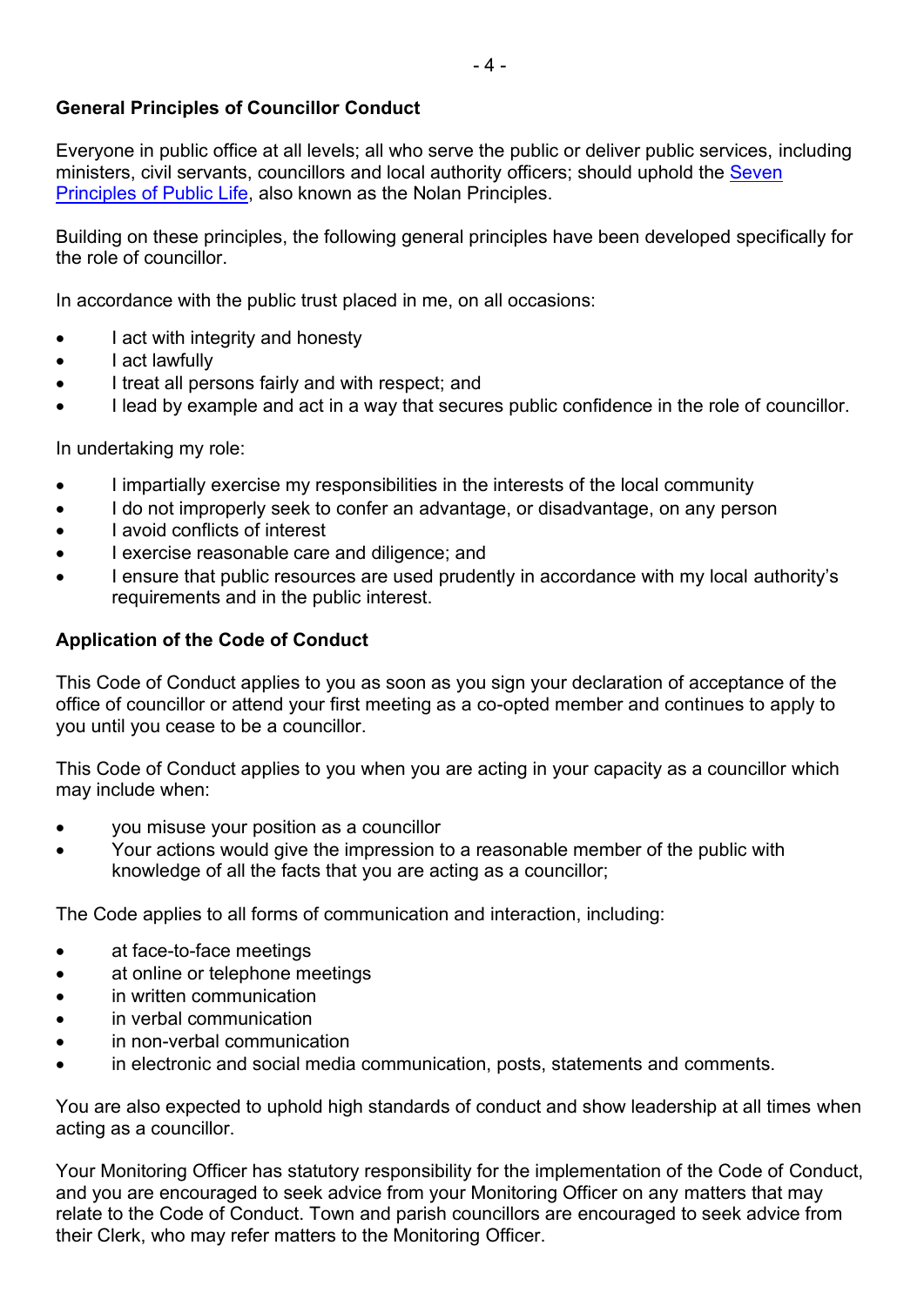## General Principles of Councillor Conduct

Everyone in public office at all levels; all who serve the public or deliver public services, including ministers, civil servants, councillors and local authority officers; should uphold the [Seven Principles of Public Life](), also known as the Nolan Principles.

Building on these principles, the following general principles have been developed specifically for the role of councillor.

In accordance with the public trust placed in me, on all occasions:

- I act with integrity and honesty
- I act lawfully
- I treat all persons fairly and with respect; and
- I lead by example and act in a way that secures public confidence in the role of councillor.

In undertaking my role:

- I impartially exercise my responsibilities in the interests of the local community
- I do not improperly seek to confer an advantage, or disadvantage, on any person
- I avoid conflicts of interest
- I exercise reasonable care and diligence; and
- I ensure that public resources are used prudently in accordance with my local authority's requirements and in the public interest.

## Application of the Code of Conduct

This Code of Conduct applies to you as soon as you sign your declaration of acceptance of the office of councillor or attend your first meeting as a co-opted member and continues to apply to you until you cease to be a councillor.

This Code of Conduct applies to you when you are acting in your capacity as a councillor which may include when:

- you misuse your position as a councillor
- Your actions would give the impression to a reasonable member of the public with knowledge of all the facts that you are acting as a councillor;

The Code applies to all forms of communication and interaction, including:

- at face-to-face meetings
- at online or telephone meetings
- in written communication
- in verbal communication
- in non-verbal communication
- in electronic and social media communication, posts, statements and comments.

You are also expected to uphold high standards of conduct and show leadership at all times when acting as a councillor.

Your Monitoring Officer has statutory responsibility for the implementation of the Code of Conduct, and you are encouraged to seek advice from your Monitoring Officer on any matters that may relate to the Code of Conduct. Town and parish councillors are encouraged to seek advice from their Clerk, who may refer matters to the Monitoring Officer.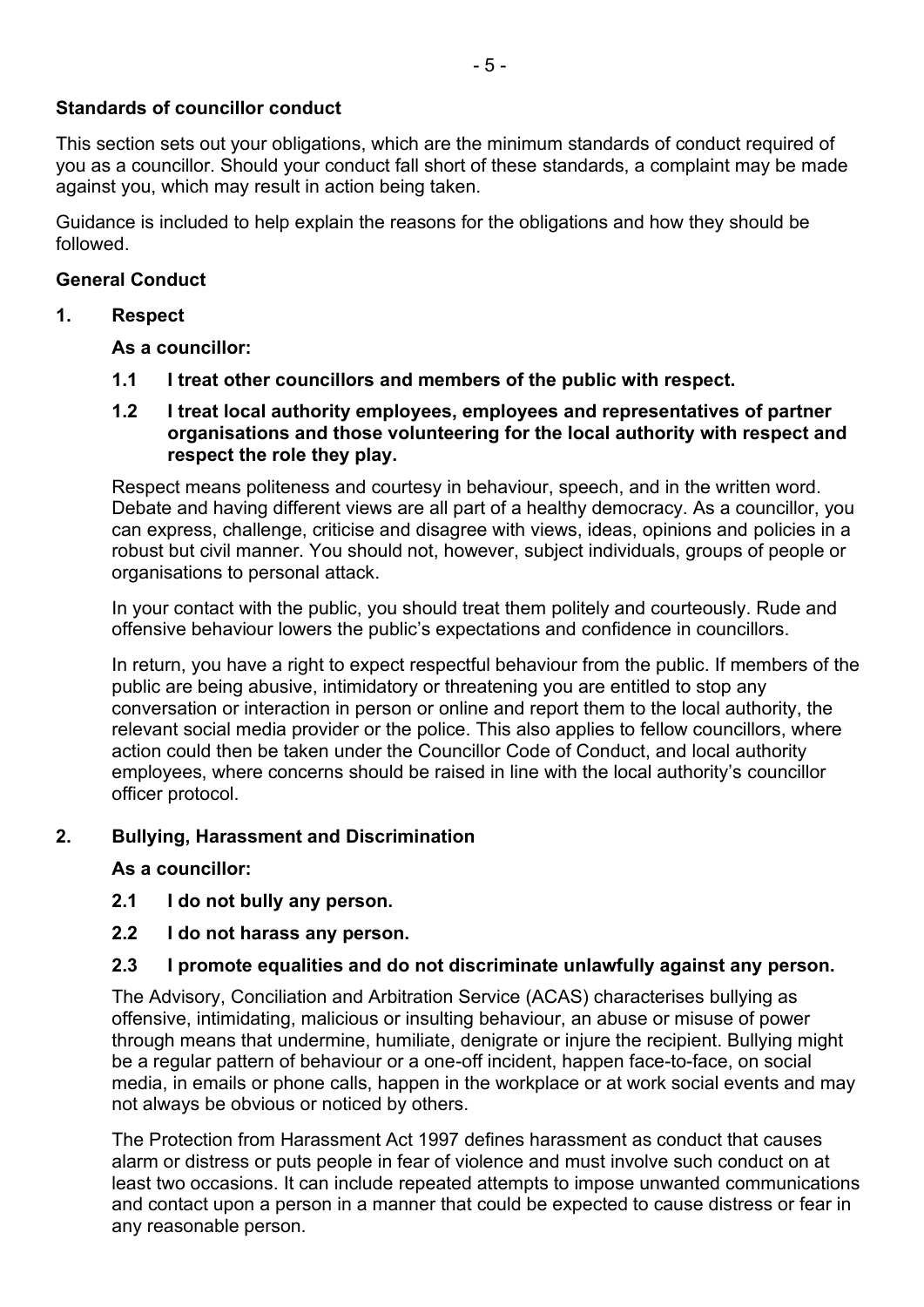**Standards of councillor conduct**

This section sets out your obligations, which are the minimum standards of conduct required of you as a councillor. Should your conduct fall short of these standards, a complaint may be made against you, which may result in action being taken.

Guidance is included to help explain the reasons for the obligations and how they should be followed.

**General Conduct**

**1. Respect**

**As a councillor:**

**1.1 I treat other councillors and members of the public with respect.**

**1.2 I treat local authority employees, employees and representatives of partner organisations and those volunteering for the local authority with respect and respect the role they play.**

Respect means politeness and courtesy in behaviour, speech, and in the written word. Debate and having different views are all part of a healthy democracy. As a councillor, you can express, challenge, criticise and disagree with views, ideas, opinions and policies in a robust but civil manner. You should not, however, subject individuals, groups of people or organisations to personal attack.

In your contact with the public, you should treat them politely and courteously. Rude and offensive behaviour lowers the public's expectations and confidence in councillors.

In return, you have a right to expect respectful behaviour from the public. If members of the public are being abusive, intimidatory or threatening you are entitled to stop any conversation or interaction in person or online and report them to the local authority, the relevant social media provider or the police. This also applies to fellow councillors, where action could then be taken under the Councillor Code of Conduct, and local authority employees, where concerns should be raised in line with the local authority's councillor officer protocol.

**2. Bullying, Harassment and Discrimination**

**As a councillor:**

**2.1 I do not bully any person.**

**2.2 I do not harass any person.**

**2.3 I promote equalities and do not discriminate unlawfully against any person.**

The Advisory, Conciliation and Arbitration Service (ACAS) characterises bullying as offensive, intimidating, malicious or insulting behaviour, an abuse or misuse of power through means that undermine, humiliate, denigrate or injure the recipient. Bullying might be a regular pattern of behaviour or a one-off incident, happen face-to-face, on social media, in emails or phone calls, happen in the workplace or at work social events and may not always be obvious or noticed by others.

The Protection from Harassment Act 1997 defines harassment as conduct that causes alarm or distress or puts people in fear of violence and must involve such conduct on at least two occasions. It can include repeated attempts to impose unwanted communications and contact upon a person in a manner that could be expected to cause distress or fear in any reasonable person.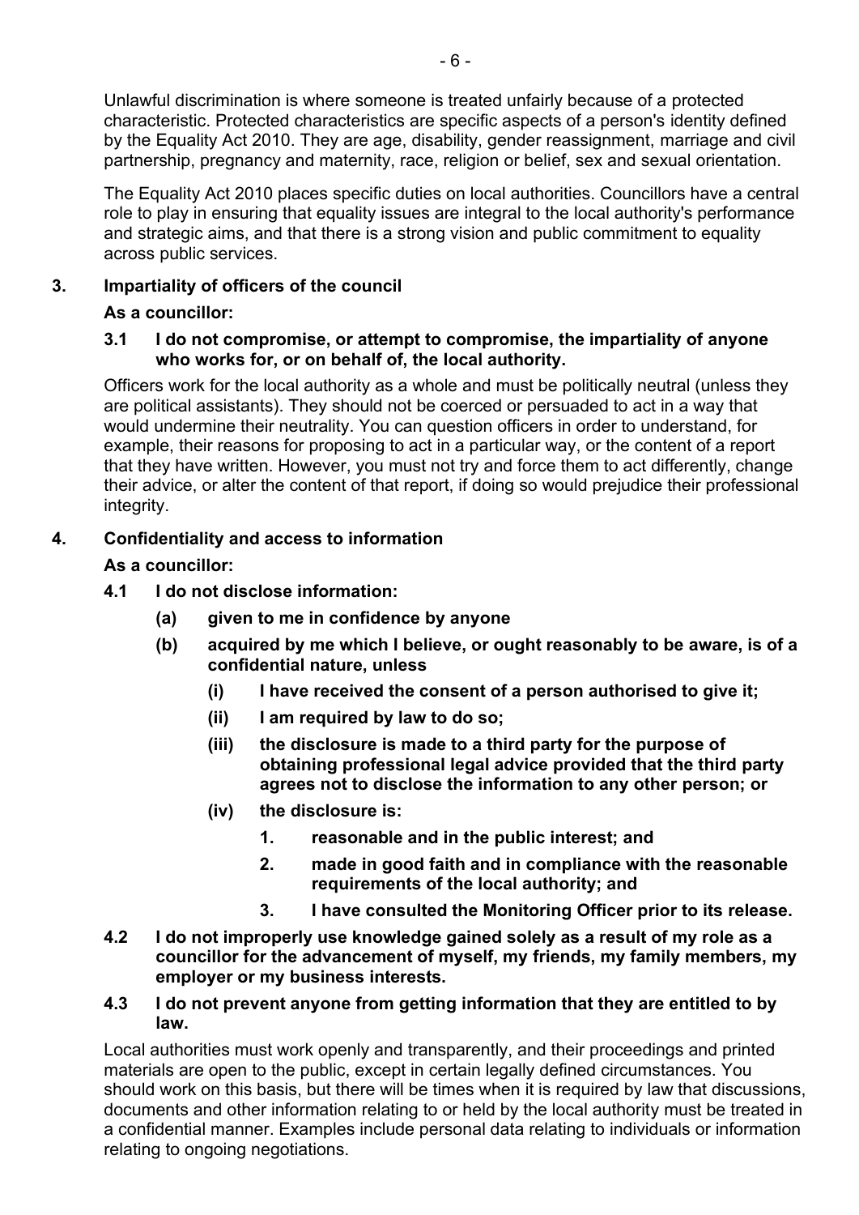Unlawful discrimination is where someone is treated unfairly because of a protected characteristic. Protected characteristics are specific aspects of a person's identity defined by the Equality Act 2010. They are age, disability, gender reassignment, marriage and civil partnership, pregnancy and maternity, race, religion or belief, sex and sexual orientation.

The Equality Act 2010 places specific duties on local authorities. Councillors have a central role to play in ensuring that equality issues are integral to the local authority's performance and strategic aims, and that there is a strong vision and public commitment to equality across public services.

## 3. Impartiality of officers of the council

**As a councillor:**

**3.1 I do not compromise, or attempt to compromise, the impartiality of anyone who works for, or on behalf of, the local authority.**

Officers work for the local authority as a whole and must be politically neutral (unless they are political assistants). They should not be coerced or persuaded to act in a way that would undermine their neutrality. You can question officers in order to understand, for example, their reasons for proposing to act in a particular way, or the content of a report that they have written. However, you must not try and force them to act differently, change their advice, or alter the content of that report, if doing so would prejudice their professional integrity.

## 4. Confidentiality and access to information

**As a councillor:**

**4.1 I do not disclose information:**

- **(a) given to me in confidence by anyone**
- **(b) acquired by me which I believe, or ought reasonably to be aware, is of a confidential nature, unless**
  - **(i) I have received the consent of a person authorised to give it;**
  - **(ii) I am required by law to do so;**
  - **(iii) the disclosure is made to a third party for the purpose of obtaining professional legal advice provided that the third party agrees not to disclose the information to any other person; or**
  - **(iv) the disclosure is:**
    - **1. reasonable and in the public interest; and**
    - **2. made in good faith and in compliance with the reasonable requirements of the local authority; and**
    - **3. I have consulted the Monitoring Officer prior to its release.**

**4.2 I do not improperly use knowledge gained solely as a result of my role as a councillor for the advancement of myself, my friends, my family members, my employer or my business interests.**

**4.3 I do not prevent anyone from getting information that they are entitled to by law.**

Local authorities must work openly and transparently, and their proceedings and printed materials are open to the public, except in certain legally defined circumstances. You should work on this basis, but there will be times when it is required by law that discussions, documents and other information relating to or held by the local authority must be treated in a confidential manner. Examples include personal data relating to individuals or information relating to ongoing negotiations.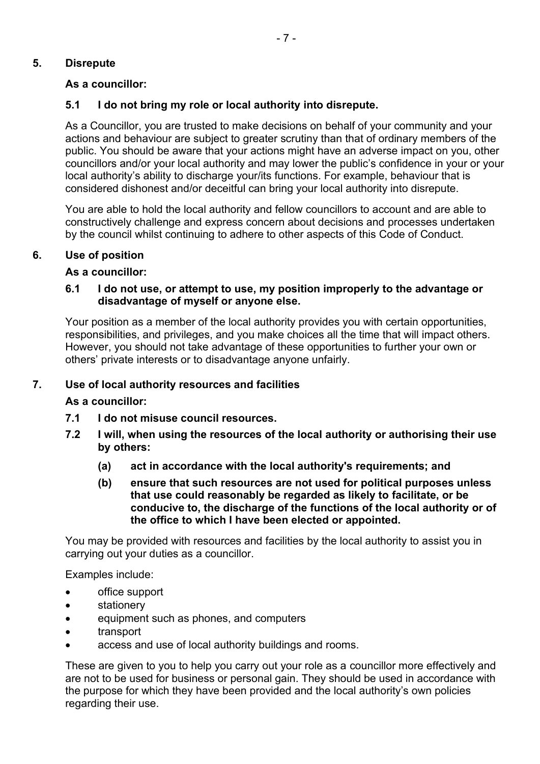## 5. Disrepute

**As a councillor:**

**5.1 I do not bring my role or local authority into disrepute.**

As a Councillor, you are trusted to make decisions on behalf of your community and your actions and behaviour are subject to greater scrutiny than that of ordinary members of the public. You should be aware that your actions might have an adverse impact on you, other councillors and/or your local authority and may lower the public's confidence in your or your local authority's ability to discharge your/its functions. For example, behaviour that is considered dishonest and/or deceitful can bring your local authority into disrepute.

You are able to hold the local authority and fellow councillors to account and are able to constructively challenge and express concern about decisions and processes undertaken by the council whilst continuing to adhere to other aspects of this Code of Conduct.

## 6. Use of position

**As a councillor:**

**6.1 I do not use, or attempt to use, my position improperly to the advantage or disadvantage of myself or anyone else.**

Your position as a member of the local authority provides you with certain opportunities, responsibilities, and privileges, and you make choices all the time that will impact others. However, you should not take advantage of these opportunities to further your own or others' private interests or to disadvantage anyone unfairly.

## 7. Use of local authority resources and facilities

**As a councillor:**

**7.1 I do not misuse council resources.**

**7.2 I will, when using the resources of the local authority or authorising their use by others:**

**(a) act in accordance with the local authority's requirements; and**

**(b) ensure that such resources are not used for political purposes unless that use could reasonably be regarded as likely to facilitate, or be conducive to, the discharge of the functions of the local authority or of the office to which I have been elected or appointed.**

You may be provided with resources and facilities by the local authority to assist you in carrying out your duties as a councillor.

Examples include:

- office support
- stationery
- equipment such as phones, and computers
- transport
- access and use of local authority buildings and rooms.

These are given to you to help you carry out your role as a councillor more effectively and are not to be used for business or personal gain. They should be used in accordance with the purpose for which they have been provided and the local authority's own policies regarding their use.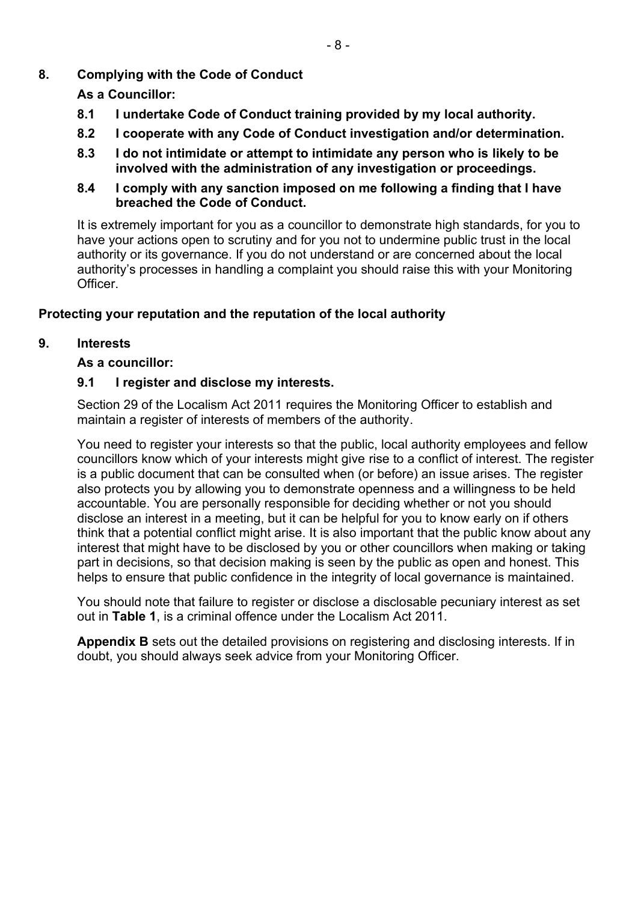## 8. Complying with the Code of Conduct

**As a Councillor:**

**8.1 I undertake Code of Conduct training provided by my local authority.**

**8.2 I cooperate with any Code of Conduct investigation and/or determination.**

**8.3 I do not intimidate or attempt to intimidate any person who is likely to be involved with the administration of any investigation or proceedings.**

**8.4 I comply with any sanction imposed on me following a finding that I have breached the Code of Conduct.**

It is extremely important for you as a councillor to demonstrate high standards, for you to have your actions open to scrutiny and for you not to undermine public trust in the local authority or its governance. If you do not understand or are concerned about the local authority's processes in handling a complaint you should raise this with your Monitoring Officer.

## Protecting your reputation and the reputation of the local authority

## 9. Interests

**As a councillor:**

**9.1 I register and disclose my interests.**

Section 29 of the Localism Act 2011 requires the Monitoring Officer to establish and maintain a register of interests of members of the authority.

You need to register your interests so that the public, local authority employees and fellow councillors know which of your interests might give rise to a conflict of interest. The register is a public document that can be consulted when (or before) an issue arises. The register also protects you by allowing you to demonstrate openness and a willingness to be held accountable. You are personally responsible for deciding whether or not you should disclose an interest in a meeting, but it can be helpful for you to know early on if others think that a potential conflict might arise. It is also important that the public know about any interest that might have to be disclosed by you or other councillors when making or taking part in decisions, so that decision making is seen by the public as open and honest. This helps to ensure that public confidence in the integrity of local governance is maintained.

You should note that failure to register or disclose a disclosable pecuniary interest as set out in **Table 1**, is a criminal offence under the Localism Act 2011.

**Appendix B** sets out the detailed provisions on registering and disclosing interests. If in doubt, you should always seek advice from your Monitoring Officer.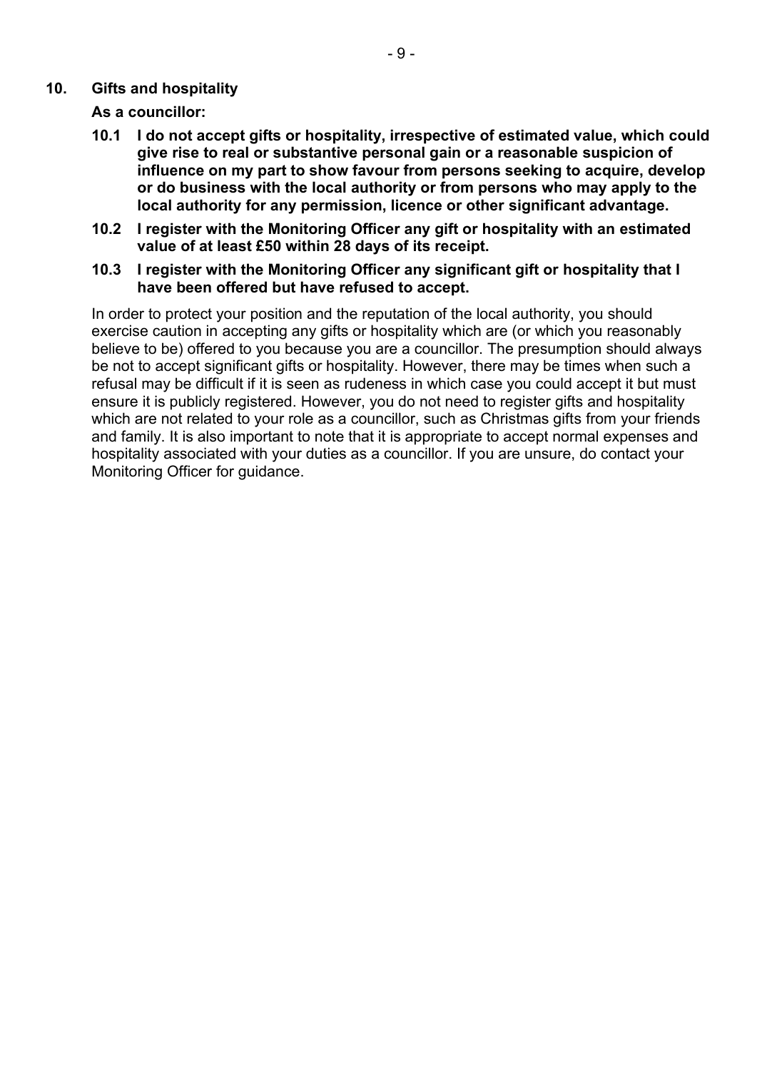## 10. Gifts and hospitality

**As a councillor:**

**10.1 I do not accept gifts or hospitality, irrespective of estimated value, which could give rise to real or substantive personal gain or a reasonable suspicion of influence on my part to show favour from persons seeking to acquire, develop or do business with the local authority or from persons who may apply to the local authority for any permission, licence or other significant advantage.**

**10.2 I register with the Monitoring Officer any gift or hospitality with an estimated value of at least £50 within 28 days of its receipt.**

**10.3 I register with the Monitoring Officer any significant gift or hospitality that I have been offered but have refused to accept.**

In order to protect your position and the reputation of the local authority, you should exercise caution in accepting any gifts or hospitality which are (or which you reasonably believe to be) offered to you because you are a councillor. The presumption should always be not to accept significant gifts or hospitality. However, there may be times when such a refusal may be difficult if it is seen as rudeness in which case you could accept it but must ensure it is publicly registered. However, you do not need to register gifts and hospitality which are not related to your role as a councillor, such as Christmas gifts from your friends and family. It is also important to note that it is appropriate to accept normal expenses and hospitality associated with your duties as a councillor. If you are unsure, do contact your Monitoring Officer for guidance.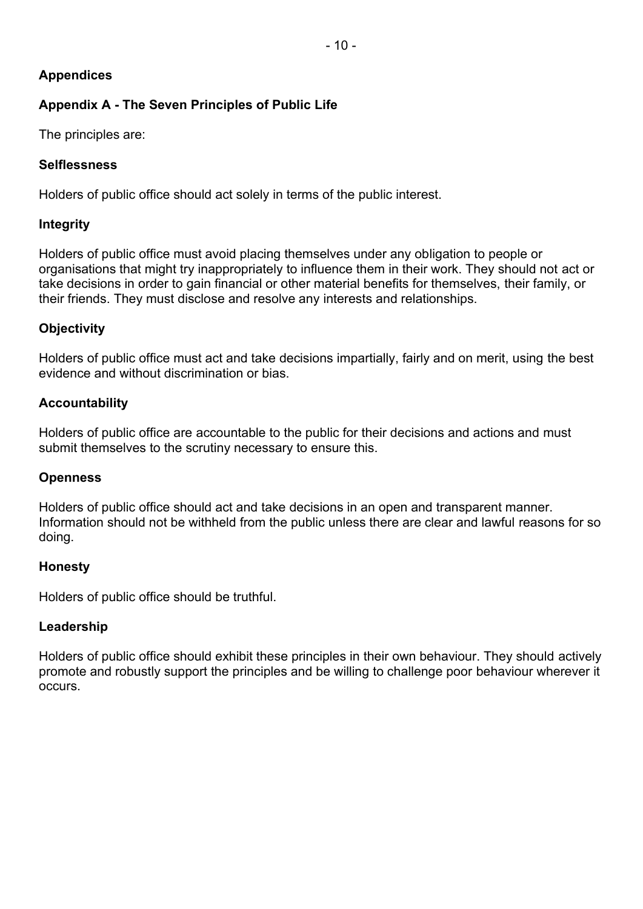## Appendices

### Appendix A - The Seven Principles of Public Life

The principles are:

#### Selflessness

Holders of public office should act solely in terms of the public interest.

#### Integrity

Holders of public office must avoid placing themselves under any obligation to people or organisations that might try inappropriately to influence them in their work. They should not act or take decisions in order to gain financial or other material benefits for themselves, their family, or their friends. They must disclose and resolve any interests and relationships.

#### Objectivity

Holders of public office must act and take decisions impartially, fairly and on merit, using the best evidence and without discrimination or bias.

#### Accountability

Holders of public office are accountable to the public for their decisions and actions and must submit themselves to the scrutiny necessary to ensure this.

#### Openness

Holders of public office should act and take decisions in an open and transparent manner. Information should not be withheld from the public unless there are clear and lawful reasons for so doing.

#### Honesty

Holders of public office should be truthful.

#### Leadership

Holders of public office should exhibit these principles in their own behaviour. They should actively promote and robustly support the principles and be willing to challenge poor behaviour wherever it occurs.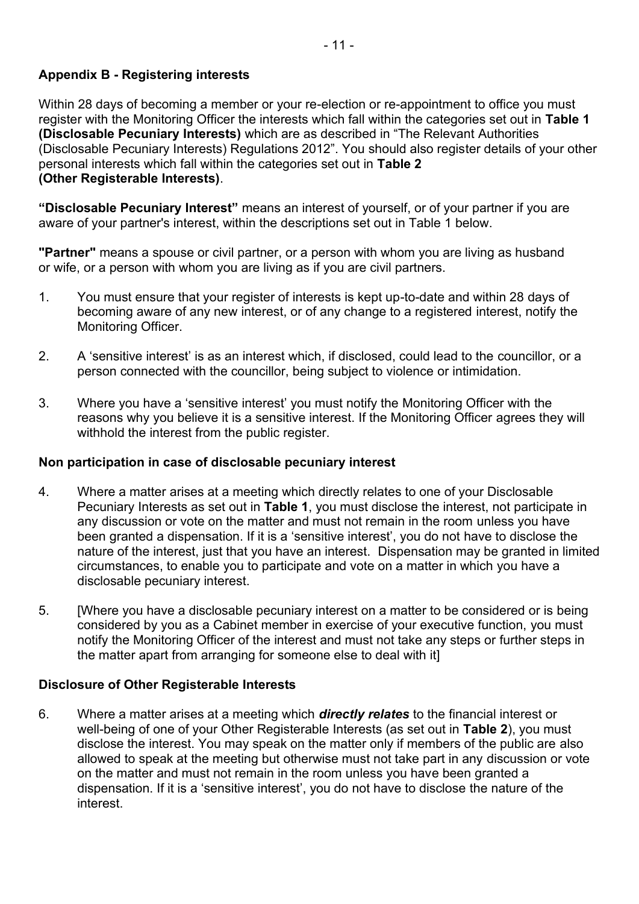## Appendix B - Registering interests

Within 28 days of becoming a member or your re-election or re-appointment to office you must register with the Monitoring Officer the interests which fall within the categories set out in **Table 1 (Disclosable Pecuniary Interests)** which are as described in "The Relevant Authorities (Disclosable Pecuniary Interests) Regulations 2012". You should also register details of your other personal interests which fall within the categories set out in **Table 2 (Other Registerable Interests)**.

**"Disclosable Pecuniary Interest"** means an interest of yourself, or of your partner if you are aware of your partner's interest, within the descriptions set out in Table 1 below.

**"Partner"** means a spouse or civil partner, or a person with whom you are living as husband or wife, or a person with whom you are living as if you are civil partners.

1. You must ensure that your register of interests is kept up-to-date and within 28 days of becoming aware of any new interest, or of any change to a registered interest, notify the Monitoring Officer.

2. A 'sensitive interest' is as an interest which, if disclosed, could lead to the councillor, or a person connected with the councillor, being subject to violence or intimidation.

3. Where you have a 'sensitive interest' you must notify the Monitoring Officer with the reasons why you believe it is a sensitive interest. If the Monitoring Officer agrees they will withhold the interest from the public register.

### Non participation in case of disclosable pecuniary interest

4. Where a matter arises at a meeting which directly relates to one of your Disclosable Pecuniary Interests as set out in **Table 1**, you must disclose the interest, not participate in any discussion or vote on the matter and must not remain in the room unless you have been granted a dispensation. If it is a 'sensitive interest', you do not have to disclose the nature of the interest, just that you have an interest. Dispensation may be granted in limited circumstances, to enable you to participate and vote on a matter in which you have a disclosable pecuniary interest.

5. [Where you have a disclosable pecuniary interest on a matter to be considered or is being considered by you as a Cabinet member in exercise of your executive function, you must notify the Monitoring Officer of the interest and must not take any steps or further steps in the matter apart from arranging for someone else to deal with it]

### Disclosure of Other Registerable Interests

6. Where a matter arises at a meeting which ***directly relates*** to the financial interest or well-being of one of your Other Registerable Interests (as set out in **Table 2**), you must disclose the interest. You may speak on the matter only if members of the public are also allowed to speak at the meeting but otherwise must not take part in any discussion or vote on the matter and must not remain in the room unless you have been granted a dispensation. If it is a 'sensitive interest', you do not have to disclose the nature of the interest.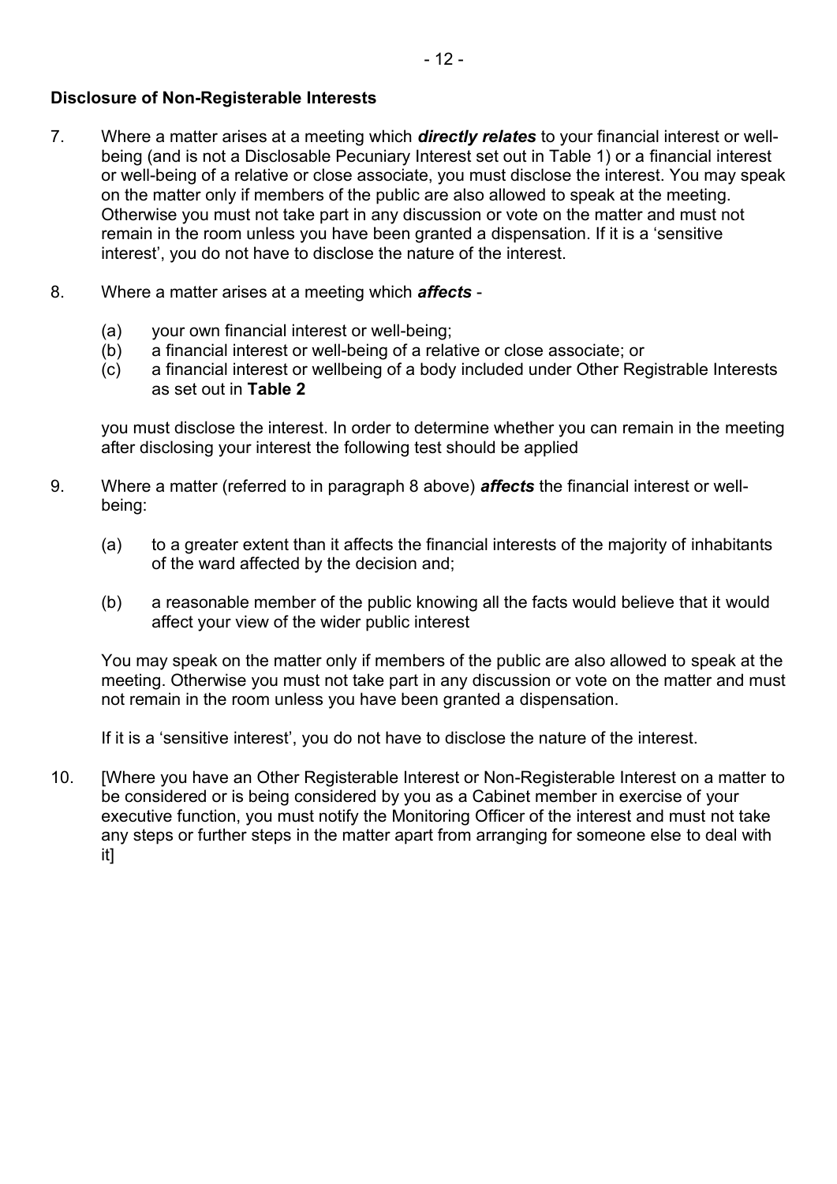**Disclosure of Non-Registerable Interests**

7. Where a matter arises at a meeting which ***directly relates*** to your financial interest or well-being (and is not a Disclosable Pecuniary Interest set out in Table 1) or a financial interest or well-being of a relative or close associate, you must disclose the interest. You may speak on the matter only if members of the public are also allowed to speak at the meeting. Otherwise you must not take part in any discussion or vote on the matter and must not remain in the room unless you have been granted a dispensation. If it is a 'sensitive interest', you do not have to disclose the nature of the interest.

8. Where a matter arises at a meeting which ***affects*** -

   (a) your own financial interest or well-being;
   (b) a financial interest or well-being of a relative or close associate; or
   (c) a financial interest or wellbeing of a body included under Other Registrable Interests as set out in **Table 2**

   you must disclose the interest. In order to determine whether you can remain in the meeting after disclosing your interest the following test should be applied

9. Where a matter (referred to in paragraph 8 above) ***affects*** the financial interest or well-being:

   (a) to a greater extent than it affects the financial interests of the majority of inhabitants of the ward affected by the decision and;

   (b) a reasonable member of the public knowing all the facts would believe that it would affect your view of the wider public interest

   You may speak on the matter only if members of the public are also allowed to speak at the meeting. Otherwise you must not take part in any discussion or vote on the matter and must not remain in the room unless you have been granted a dispensation.

   If it is a 'sensitive interest', you do not have to disclose the nature of the interest.

10. [Where you have an Other Registerable Interest or Non-Registerable Interest on a matter to be considered or is being considered by you as a Cabinet member in exercise of your executive function, you must notify the Monitoring Officer of the interest and must not take any steps or further steps in the matter apart from arranging for someone else to deal with it]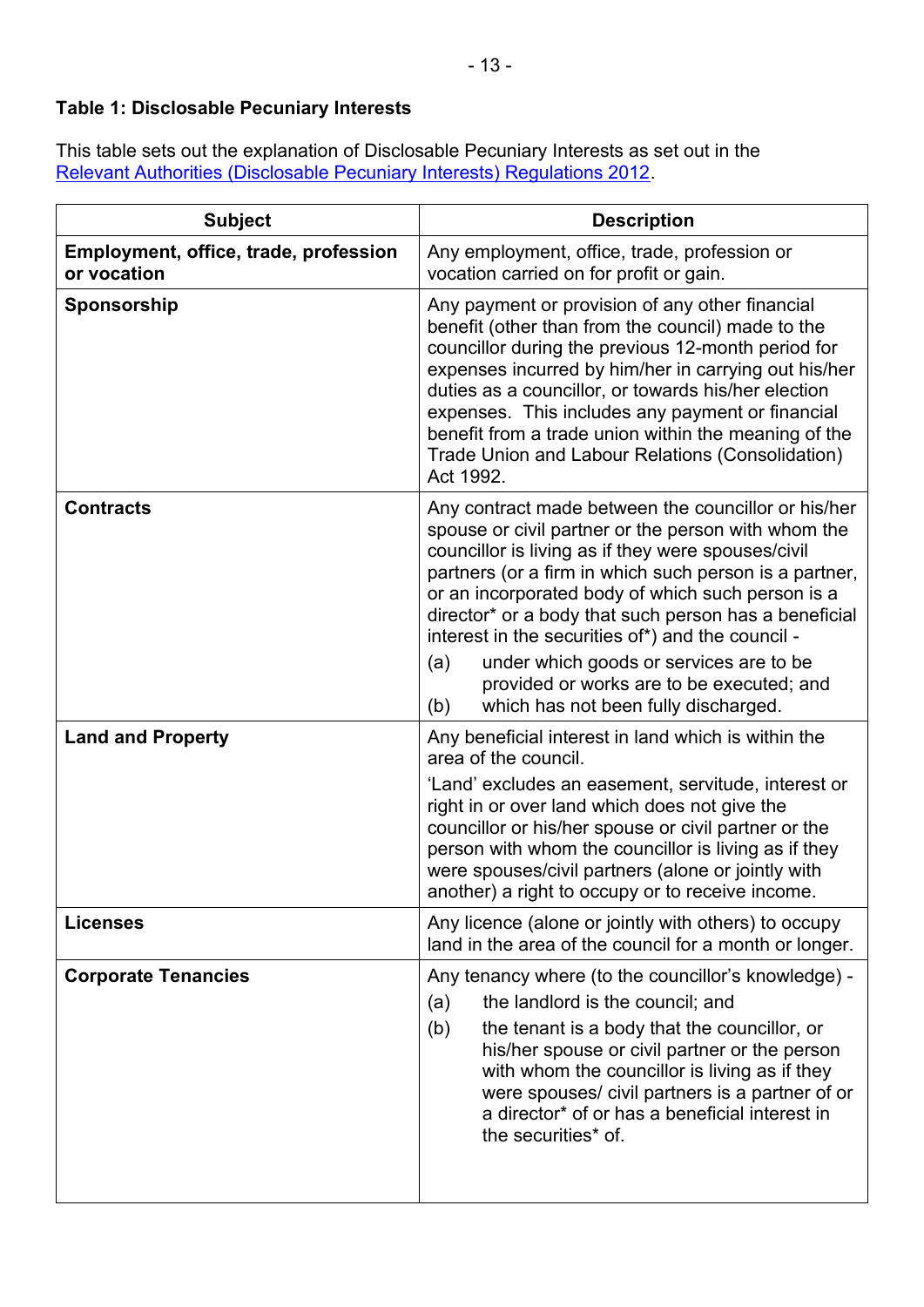**Table 1: Disclosable Pecuniary Interests**

This table sets out the explanation of Disclosable Pecuniary Interests as set out in the [Relevant Authorities (Disclosable Pecuniary Interests) Regulations 2012](Relevant Authorities (Disclosable Pecuniary Interests) Regulations 2012).

| Subject | Description |
|---|---|
| **Employment, office, trade, profession or vocation** | Any employment, office, trade, profession or vocation carried on for profit or gain. |
| **Sponsorship** | Any payment or provision of any other financial benefit (other than from the council) made to the councillor during the previous 12-month period for expenses incurred by him/her in carrying out his/her duties as a councillor, or towards his/her election expenses. This includes any payment or financial benefit from a trade union within the meaning of the Trade Union and Labour Relations (Consolidation) Act 1992. |
| **Contracts** | Any contract made between the councillor or his/her spouse or civil partner or the person with whom the councillor is living as if they were spouses/civil partners (or a firm in which such person is a partner, or an incorporated body of which such person is a director* or a body that such person has a beneficial interest in the securities of*) and the council - <br>(a) under which goods or services are to be provided or works are to be executed; and <br>(b) which has not been fully discharged. |
| **Land and Property** | Any beneficial interest in land which is within the area of the council. <br>'Land' excludes an easement, servitude, interest or right in or over land which does not give the councillor or his/her spouse or civil partner or the person with whom the councillor is living as if they were spouses/civil partners (alone or jointly with another) a right to occupy or to receive income. |
| **Licenses** | Any licence (alone or jointly with others) to occupy land in the area of the council for a month or longer. |
| **Corporate Tenancies** | Any tenancy where (to the councillor's knowledge) - <br>(a) the landlord is the council; and <br>(b) the tenant is a body that the councillor, or his/her spouse or civil partner or the person with whom the councillor is living as if they were spouses/ civil partners is a partner of or a director* of or has a beneficial interest in the securities* of. |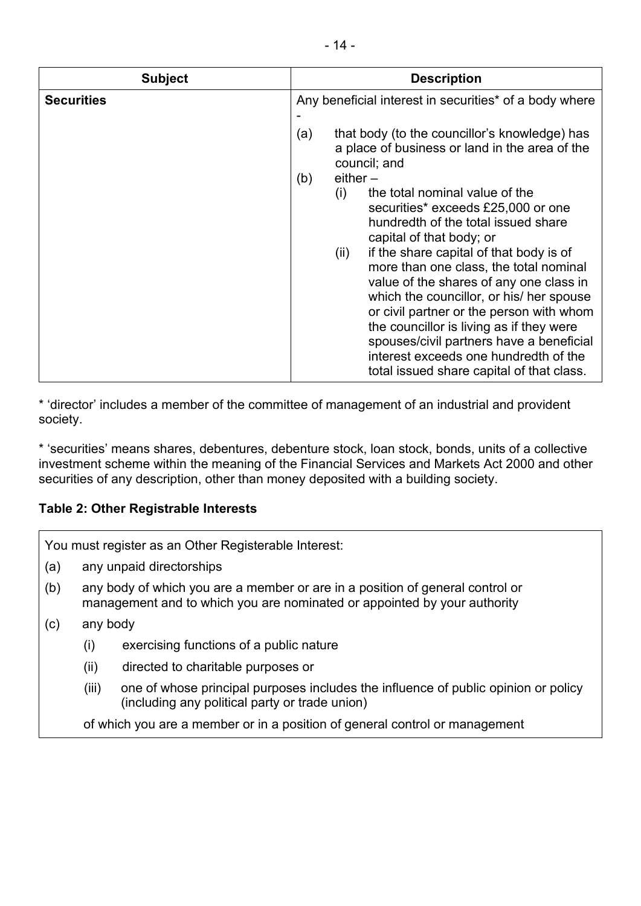| Subject | Description |
| --- | --- |
| **Securities** | Any beneficial interest in securities* of a body where -<br>(a) that body (to the councillor's knowledge) has a place of business or land in the area of the council; and<br>(b) either –<br>(i) the total nominal value of the securities* exceeds £25,000 or one hundredth of the total issued share capital of that body; or<br>(ii) if the share capital of that body is of more than one class, the total nominal value of the shares of any one class in which the councillor, or his/ her spouse or civil partner or the person with whom the councillor is living as if they were spouses/civil partners have a beneficial interest exceeds one hundredth of the total issued share capital of that class. |

* 'director' includes a member of the committee of management of an industrial and provident society.

* 'securities' means shares, debentures, debenture stock, loan stock, bonds, units of a collective investment scheme within the meaning of the Financial Services and Markets Act 2000 and other securities of any description, other than money deposited with a building society.

**Table 2: Other Registrable Interests**

You must register as an Other Registerable Interest:

(a) any unpaid directorships

(b) any body of which you are a member or are in a position of general control or management and to which you are nominated or appointed by your authority

(c) any body

- (i) exercising functions of a public nature
- (ii) directed to charitable purposes or
- (iii) one of whose principal purposes includes the influence of public opinion or policy (including any political party or trade union)

of which you are a member or in a position of general control or management